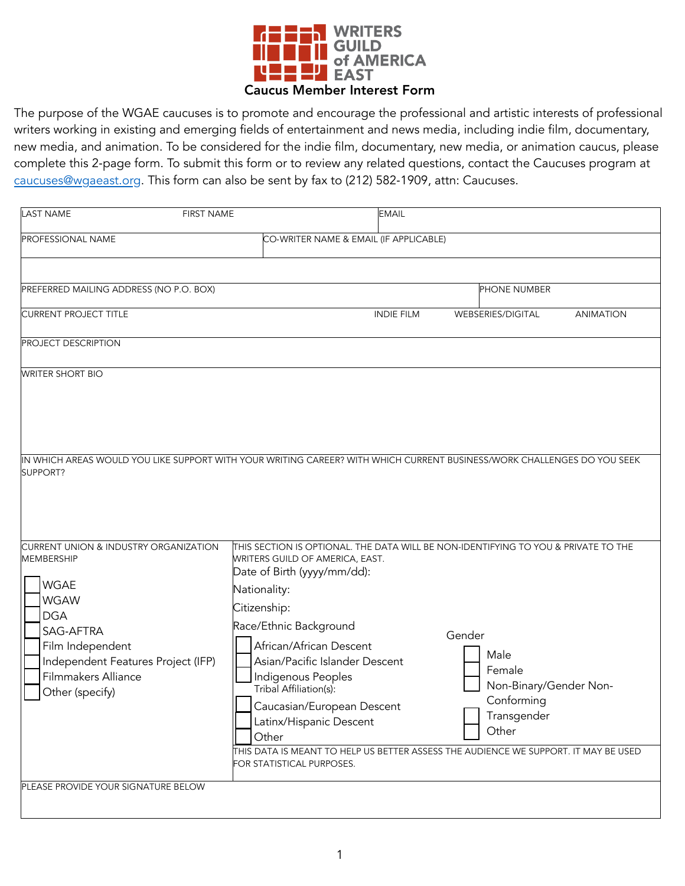# WRITERS GUILD of AMERICA EAST

## Caucus Member Interest Form

The purpose of the WGAE caucuses is to promote and encourage the professional and artistic interests of professional writers working in existing and emerging fields of entertainment and news media, including indie film, documentary, new media, and animation. To be considered for the indie film, documentary, new media, or animation caucus, please complete this 2-page form. To submit this form or to review any related questions, contact the Caucuses program at caucuses@wgaeast.org. This form can also be sent by fax to (212) 582-1909, attn: Caucuses.

| LAST NAME | FIRST NAME | EMAIL |
|---|---|---|
| | | |

| PROFESSIONAL NAME | CO-WRITER NAME & EMAIL (IF APPLICABLE) |
|---|---|
| | |

| PREFERRED MAILING ADDRESS (NO P.O. BOX) | PHONE NUMBER |
|---|---|
| | |

| CURRENT PROJECT TITLE | INDIE FILM | WEBSERIES/DIGITAL | ANIMATION |
|---|---|---|---|
| | | | |

PROJECT DESCRIPTION

WRITER SHORT BIO

IN WHICH AREAS WOULD YOU LIKE SUPPORT WITH YOUR WRITING CAREER? WITH WHICH CURRENT BUSINESS/WORK CHALLENGES DO YOU SEEK SUPPORT?

**CURRENT UNION & INDUSTRY ORGANIZATION MEMBERSHIP**

- ☐ WGAE
- ☐ WGAW
- ☐ DGA
- ☐ SAG-AFTRA
- ☐ Film Independent
- ☐ Independent Features Project (IFP)
- ☐ Filmmakers Alliance
- ☐ Other (specify)

**THIS SECTION IS OPTIONAL. THE DATA WILL BE NON-IDENTIFYING TO YOU & PRIVATE TO THE WRITERS GUILD OF AMERICA, EAST.**

Date of Birth (yyyy/mm/dd):

Nationality:

Citizenship:

Race/Ethnic Background

- ☐ African/African Descent
- ☐ Asian/Pacific Islander Descent
- ☐ Indigenous Peoples
  Tribal Affiliation(s):
- ☐ Caucasian/European Descent
- ☐ Latinx/Hispanic Descent
- ☐ Other

Gender

- ☐ Male
- ☐ Female
- ☐ Non-Binary/Gender Non-Conforming
- ☐ Transgender
- ☐ Other

THIS DATA IS MEANT TO HELP US BETTER ASSESS THE AUDIENCE WE SUPPORT. IT MAY BE USED FOR STATISTICAL PURPOSES.

PLEASE PROVIDE YOUR SIGNATURE BELOW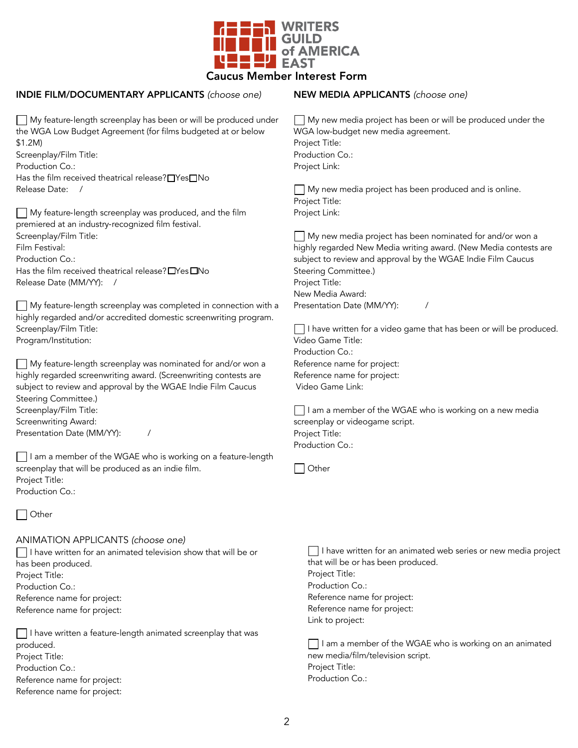# WRITERS GUILD of AMERICA EAST

## Caucus Member Interest Form

### INDIE FILM/DOCUMENTARY APPLICANTS *(choose one)*

☐ My feature-length screenplay has been or will be produced under the WGA Low Budget Agreement (for films budgeted at or below $1.2M)
Screenplay/Film Title:
Production Co.:
Has the film received theatrical release? ☐Yes ☐No
Release Date: /

☐ My feature-length screenplay was produced, and the film premiered at an industry-recognized film festival.
Screenplay/Film Title:
Film Festival:
Production Co.:
Has the film received theatrical release? ☐Yes ☐No
Release Date (MM/YY): /

☐ My feature-length screenplay was completed in connection with a highly regarded and/or accredited domestic screenwriting program.
Screenplay/Film Title:
Program/Institution:

☐ My feature-length screenplay was nominated for and/or won a highly regarded screenwriting award. (Screenwriting contests are subject to review and approval by the WGAE Indie Film Caucus Steering Committee.)
Screenplay/Film Title:
Screenwriting Award:
Presentation Date (MM/YY): /

☐ I am a member of the WGAE who is working on a feature-length screenplay that will be produced as an indie film.
Project Title:
Production Co.:

☐ Other

### NEW MEDIA APPLICANTS *(choose one)*

☐ My new media project has been or will be produced under the WGA low-budget new media agreement.
Project Title:
Production Co.:
Project Link:

☐ My new media project has been produced and is online.
Project Title:
Project Link:

☐ My new media project has been nominated for and/or won a highly regarded New Media writing award. (New Media contests are subject to review and approval by the WGAE Indie Film Caucus Steering Committee.)
Project Title:
New Media Award:
Presentation Date (MM/YY): /

☐ I have written for a video game that has been or will be produced.
Video Game Title:
Production Co.:
Reference name for project:
Reference name for project:
Video Game Link:

☐ I am a member of the WGAE who is working on a new media screenplay or videogame script.
Project Title:
Production Co.:

☐ Other

### ANIMATION APPLICANTS *(choose one)*

☐ I have written for an animated television show that will be or has been produced.
Project Title:
Production Co.:
Reference name for project:
Reference name for project:

☐ I have written a feature-length animated screenplay that was produced.
Project Title:
Production Co.:
Reference name for project:
Reference name for project:

☐ I have written for an animated web series or new media project that will be or has been produced.
Project Title:
Production Co.:
Reference name for project:
Reference name for project:
Link to project:

☐ I am a member of the WGAE who is working on an animated new media/film/television script.
Project Title:
Production Co.: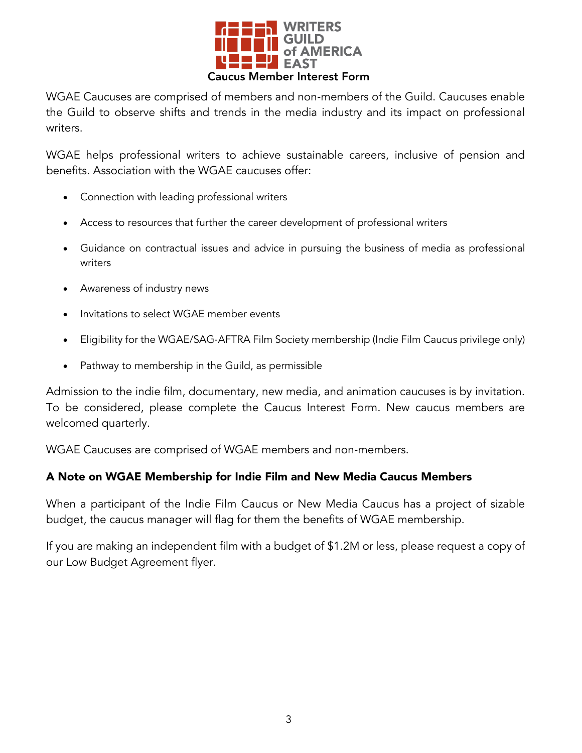WRITERS GUILD of AMERICA EAST

# Caucus Member Interest Form

WGAE Caucuses are comprised of members and non-members of the Guild. Caucuses enable the Guild to observe shifts and trends in the media industry and its impact on professional writers.

WGAE helps professional writers to achieve sustainable careers, inclusive of pension and benefits. Association with the WGAE caucuses offer:

- Connection with leading professional writers
- Access to resources that further the career development of professional writers
- Guidance on contractual issues and advice in pursuing the business of media as professional writers
- Awareness of industry news
- Invitations to select WGAE member events
- Eligibility for the WGAE/SAG-AFTRA Film Society membership (Indie Film Caucus privilege only)
- Pathway to membership in the Guild, as permissible

Admission to the indie film, documentary, new media, and animation caucuses is by invitation. To be considered, please complete the Caucus Interest Form. New caucus members are welcomed quarterly.

WGAE Caucuses are comprised of WGAE members and non-members.

## A Note on WGAE Membership for Indie Film and New Media Caucus Members

When a participant of the Indie Film Caucus or New Media Caucus has a project of sizable budget, the caucus manager will flag for them the benefits of WGAE membership.

If you are making an independent film with a budget of $1.2M or less, please request a copy of our Low Budget Agreement flyer.